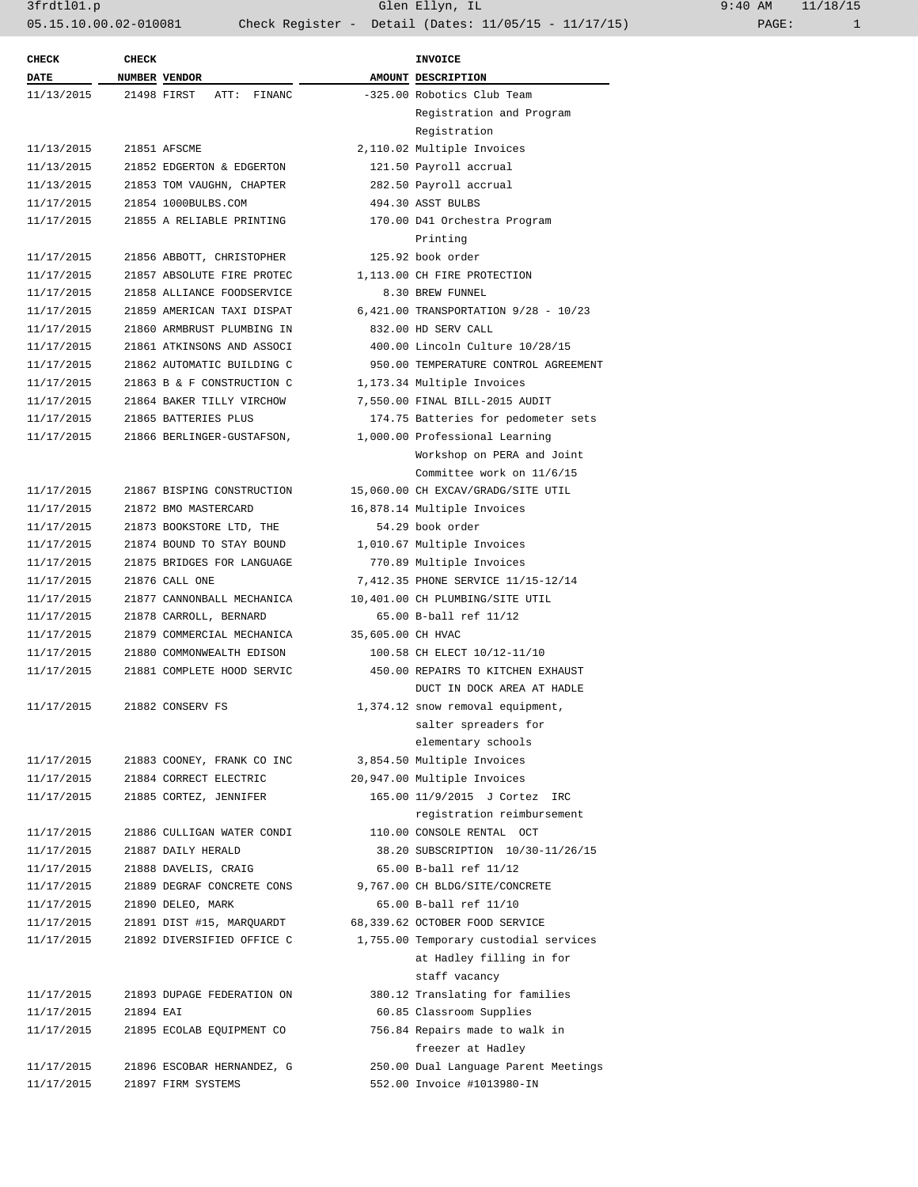| CHECK DATE | CHECK NUMBER | VENDOR | AMOUNT | INVOICE DESCRIPTION |
|---|---|---|---|---|
| 11/13/2015 | 21498 | FIRST ATT: FINANC | -325.00 | Robotics Club Team Registration and Program Registration |
| 11/13/2015 | 21851 | AFSCME | 2,110.02 | Multiple Invoices |
| 11/13/2015 | 21852 | EDGERTON & EDGERTON | 121.50 | Payroll accrual |
| 11/13/2015 | 21853 | TOM VAUGHN, CHAPTER | 282.50 | Payroll accrual |
| 11/17/2015 | 21854 | 1000BULBS.COM | 494.30 | ASST BULBS |
| 11/17/2015 | 21855 | A RELIABLE PRINTING | 170.00 | D41 Orchestra Program Printing |
| 11/17/2015 | 21856 | ABBOTT, CHRISTOPHER | 125.92 | book order |
| 11/17/2015 | 21857 | ABSOLUTE FIRE PROTEC | 1,113.00 | CH FIRE PROTECTION |
| 11/17/2015 | 21858 | ALLIANCE FOODSERVICE | 8.30 | BREW FUNNEL |
| 11/17/2015 | 21859 | AMERICAN TAXI DISPAT | 6,421.00 | TRANSPORTATION 9/28 - 10/23 |
| 11/17/2015 | 21860 | ARMBRUST PLUMBING IN | 832.00 | HD SERV CALL |
| 11/17/2015 | 21861 | ATKINSONS AND ASSOCI | 400.00 | Lincoln Culture 10/28/15 |
| 11/17/2015 | 21862 | AUTOMATIC BUILDING C | 950.00 | TEMPERATURE CONTROL AGREEMENT |
| 11/17/2015 | 21863 | B & F CONSTRUCTION C | 1,173.34 | Multiple Invoices |
| 11/17/2015 | 21864 | BAKER TILLY VIRCHOW | 7,550.00 | FINAL BILL-2015 AUDIT |
| 11/17/2015 | 21865 | BATTERIES PLUS | 174.75 | Batteries for pedometer sets |
| 11/17/2015 | 21866 | BERLINGER-GUSTAFSON, | 1,000.00 | Professional Learning Workshop on PERA and Joint Committee work on 11/6/15 |
| 11/17/2015 | 21867 | BISPING CONSTRUCTION | 15,060.00 | CH EXCAV/GRADG/SITE UTIL |
| 11/17/2015 | 21872 | BMO MASTERCARD | 16,878.14 | Multiple Invoices |
| 11/17/2015 | 21873 | BOOKSTORE LTD, THE | 54.29 | book order |
| 11/17/2015 | 21874 | BOUND TO STAY BOUND | 1,010.67 | Multiple Invoices |
| 11/17/2015 | 21875 | BRIDGES FOR LANGUAGE | 770.89 | Multiple Invoices |
| 11/17/2015 | 21876 | CALL ONE | 7,412.35 | PHONE SERVICE 11/15-12/14 |
| 11/17/2015 | 21877 | CANNONBALL MECHANICA | 10,401.00 | CH PLUMBING/SITE UTIL |
| 11/17/2015 | 21878 | CARROLL, BERNARD | 65.00 | B-ball ref 11/12 |
| 11/17/2015 | 21879 | COMMERCIAL MECHANICA | 35,605.00 | CH HVAC |
| 11/17/2015 | 21880 | COMMONWEALTH EDISON | 100.58 | CH ELECT 10/12-11/10 |
| 11/17/2015 | 21881 | COMPLETE HOOD SERVIC | 450.00 | REPAIRS TO KITCHEN EXHAUST DUCT IN DOCK AREA AT HADLE |
| 11/17/2015 | 21882 | CONSERV FS | 1,374.12 | snow removal equipment, salter spreaders for elementary schools |
| 11/17/2015 | 21883 | COONEY, FRANK CO INC | 3,854.50 | Multiple Invoices |
| 11/17/2015 | 21884 | CORRECT ELECTRIC | 20,947.00 | Multiple Invoices |
| 11/17/2015 | 21885 | CORTEZ, JENNIFER | 165.00 | 11/9/2015 J Cortez IRC registration reimbursement |
| 11/17/2015 | 21886 | CULLIGAN WATER CONDI | 110.00 | CONSOLE RENTAL OCT |
| 11/17/2015 | 21887 | DAILY HERALD | 38.20 | SUBSCRIPTION 10/30-11/26/15 |
| 11/17/2015 | 21888 | DAVELIS, CRAIG | 65.00 | B-ball ref 11/12 |
| 11/17/2015 | 21889 | DEGRAF CONCRETE CONS | 9,767.00 | CH BLDG/SITE/CONCRETE |
| 11/17/2015 | 21890 | DELEO, MARK | 65.00 | B-ball ref 11/10 |
| 11/17/2015 | 21891 | DIST #15, MARQUARDT | 68,339.62 | OCTOBER FOOD SERVICE |
| 11/17/2015 | 21892 | DIVERSIFIED OFFICE C | 1,755.00 | Temporary custodial services at Hadley filling in for staff vacancy |
| 11/17/2015 | 21893 | DUPAGE FEDERATION ON | 380.12 | Translating for families |
| 11/17/2015 | 21894 | EAI | 60.85 | Classroom Supplies |
| 11/17/2015 | 21895 | ECOLAB EQUIPMENT CO | 756.84 | Repairs made to walk in freezer at Hadley |
| 11/17/2015 | 21896 | ESCOBAR HERNANDEZ, G | 250.00 | Dual Language Parent Meetings |
| 11/17/2015 | 21897 | FIRM SYSTEMS | 552.00 | Invoice #1013980-IN |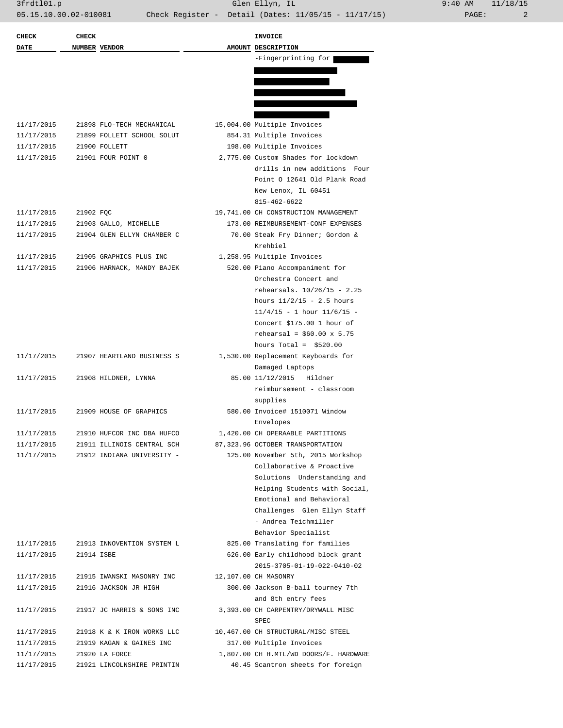| CHECK DATE | CHECK NUMBER | VENDOR | AMOUNT | INVOICE DESCRIPTION |
|---|---|---|---|---|
| | | | | -Fingerprinting for |
| 11/17/2015 | 21898 | FLO-TECH MECHANICAL | 15,004.00 | Multiple Invoices |
| 11/17/2015 | 21899 | FOLLETT SCHOOL SOLUT | 854.31 | Multiple Invoices |
| 11/17/2015 | 21900 | FOLLETT | 198.00 | Multiple Invoices |
| 11/17/2015 | 21901 | FOUR POINT 0 | 2,775.00 | Custom Shades for lockdown drills in new additions Four Point O 12641 Old Plank Road New Lenox, IL 60451 815-462-6622 |
| 11/17/2015 | 21902 | FQC | 19,741.00 | CH CONSTRUCTION MANAGEMENT |
| 11/17/2015 | 21903 | GALLO, MICHELLE | 173.00 | REIMBURSEMENT-CONF EXPENSES |
| 11/17/2015 | 21904 | GLEN ELLYN CHAMBER C | 70.00 | Steak Fry Dinner; Gordon & Krehbiel |
| 11/17/2015 | 21905 | GRAPHICS PLUS INC | 1,258.95 | Multiple Invoices |
| 11/17/2015 | 21906 | HARNACK, MANDY BAJEK | 520.00 | Piano Accompaniment for Orchestra Concert and rehearsals. 10/26/15 - 2.25 hours 11/2/15 - 2.5 hours 11/4/15 - 1 hour 11/6/15 - Concert $175.00 1 hour of rehearsal = $60.00 x 5.75 hours Total = $520.00 |
| 11/17/2015 | 21907 | HEARTLAND BUSINESS S | 1,530.00 | Replacement Keyboards for Damaged Laptops |
| 11/17/2015 | 21908 | HILDNER, LYNNA | 85.00 | 11/12/2015 Hildner reimbursement - classroom supplies |
| 11/17/2015 | 21909 | HOUSE OF GRAPHICS | 580.00 | Invoice# 1510071 Window Envelopes |
| 11/17/2015 | 21910 | HUFCOR INC DBA HUFCO | 1,420.00 | CH OPERAABLE PARTITIONS |
| 11/17/2015 | 21911 | ILLINOIS CENTRAL SCH | 87,323.96 | OCTOBER TRANSPORTATION |
| 11/17/2015 | 21912 | INDIANA UNIVERSITY - | 125.00 | November 5th, 2015 Workshop Collaborative & Proactive Solutions Understanding and Helping Students with Social, Emotional and Behavioral Challenges Glen Ellyn Staff - Andrea Teichmiller Behavior Specialist |
| 11/17/2015 | 21913 | INNOVENTION SYSTEM L | 825.00 | Translating for families |
| 11/17/2015 | 21914 | ISBE | 626.00 | Early childhood block grant 2015-3705-01-19-022-0410-02 |
| 11/17/2015 | 21915 | IWANSKI MASONRY INC | 12,107.00 | CH MASONRY |
| 11/17/2015 | 21916 | JACKSON JR HIGH | 300.00 | Jackson B-ball tourney 7th and 8th entry fees |
| 11/17/2015 | 21917 | JC HARRIS & SONS INC | 3,393.00 | CH CARPENTRY/DRYWALL MISC SPEC |
| 11/17/2015 | 21918 | K & K IRON WORKS LLC | 10,467.00 | CH STRUCTURAL/MISC STEEL |
| 11/17/2015 | 21919 | KAGAN & GAINES INC | 317.00 | Multiple Invoices |
| 11/17/2015 | 21920 | LA FORCE | 1,807.00 | CH H.MTL/WD DOORS/F. HARDWARE |
| 11/17/2015 | 21921 | LINCOLNSHIRE PRINTIN | 40.45 | Scantron sheets for foreign |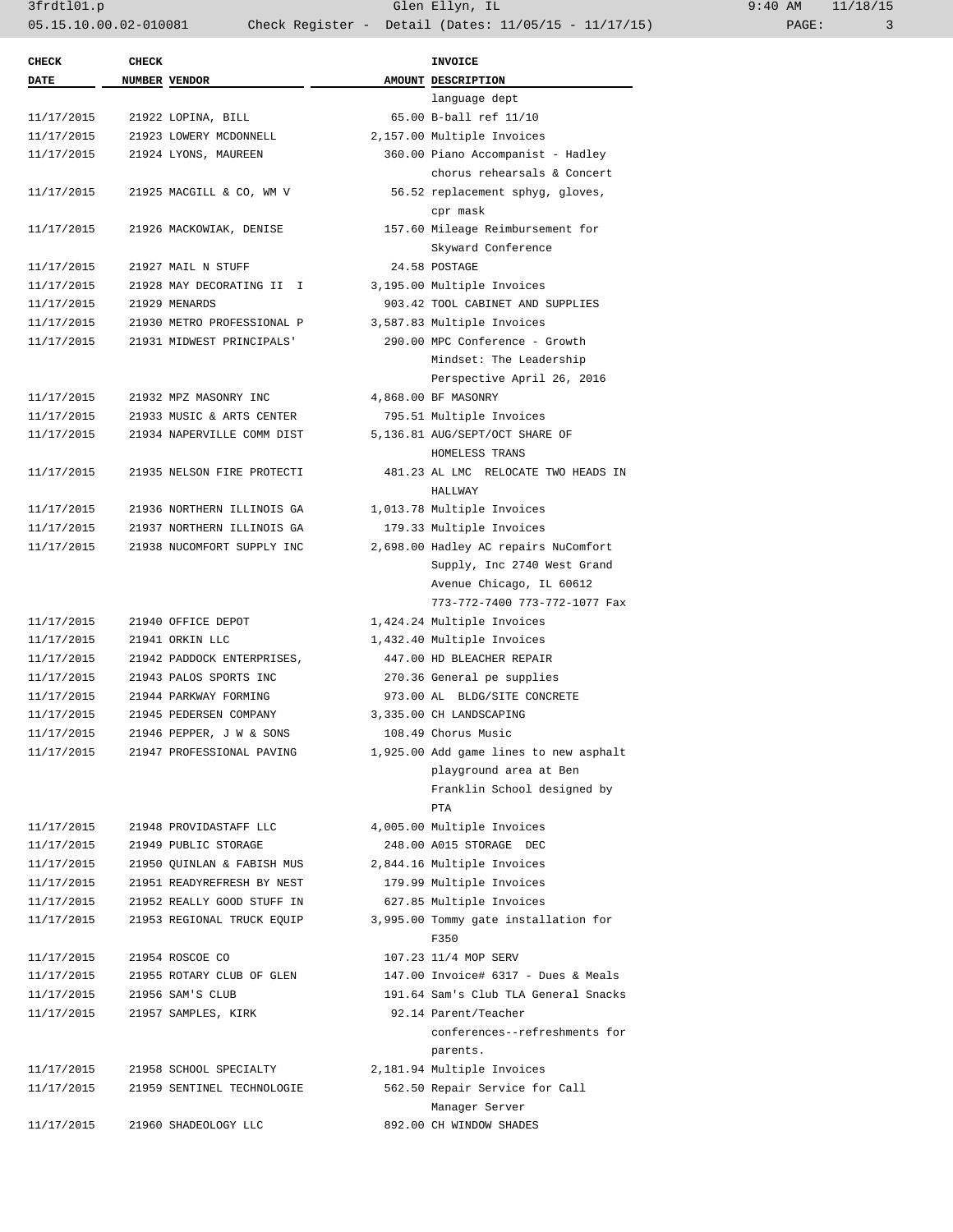| CHECK DATE | CHECK NUMBER | VENDOR | AMOUNT | INVOICE DESCRIPTION |
|---|---|---|---|---|
| | | | | language dept |
| 11/17/2015 | 21922 | LOPINA, BILL | 65.00 | B-ball ref 11/10 |
| 11/17/2015 | 21923 | LOWERY MCDONNELL | 2,157.00 | Multiple Invoices |
| 11/17/2015 | 21924 | LYONS, MAUREEN | 360.00 | Piano Accompanist - Hadley chorus rehearsals & Concert |
| 11/17/2015 | 21925 | MACGILL & CO, WM V | 56.52 | replacement sphyg, gloves, cpr mask |
| 11/17/2015 | 21926 | MACKOWIAK, DENISE | 157.60 | Mileage Reimbursement for Skyward Conference |
| 11/17/2015 | 21927 | MAIL N STUFF | 24.58 | POSTAGE |
| 11/17/2015 | 21928 | MAY DECORATING II I | 3,195.00 | Multiple Invoices |
| 11/17/2015 | 21929 | MENARDS | 903.42 | TOOL CABINET AND SUPPLIES |
| 11/17/2015 | 21930 | METRO PROFESSIONAL P | 3,587.83 | Multiple Invoices |
| 11/17/2015 | 21931 | MIDWEST PRINCIPALS' | 290.00 | MPC Conference - Growth Mindset: The Leadership Perspective April 26, 2016 |
| 11/17/2015 | 21932 | MPZ MASONRY INC | 4,868.00 | BF MASONRY |
| 11/17/2015 | 21933 | MUSIC & ARTS CENTER | 795.51 | Multiple Invoices |
| 11/17/2015 | 21934 | NAPERVILLE COMM DIST | 5,136.81 | AUG/SEPT/OCT SHARE OF HOMELESS TRANS |
| 11/17/2015 | 21935 | NELSON FIRE PROTECTI | 481.23 | AL LMC RELOCATE TWO HEADS IN HALLWAY |
| 11/17/2015 | 21936 | NORTHERN ILLINOIS GA | 1,013.78 | Multiple Invoices |
| 11/17/2015 | 21937 | NORTHERN ILLINOIS GA | 179.33 | Multiple Invoices |
| 11/17/2015 | 21938 | NUCOMFORT SUPPLY INC | 2,698.00 | Hadley AC repairs NuComfort Supply, Inc 2740 West Grand Avenue Chicago, IL 60612 773-772-7400 773-772-1077 Fax |
| 11/17/2015 | 21940 | OFFICE DEPOT | 1,424.24 | Multiple Invoices |
| 11/17/2015 | 21941 | ORKIN LLC | 1,432.40 | Multiple Invoices |
| 11/17/2015 | 21942 | PADDOCK ENTERPRISES, | 447.00 | HD BLEACHER REPAIR |
| 11/17/2015 | 21943 | PALOS SPORTS INC | 270.36 | General pe supplies |
| 11/17/2015 | 21944 | PARKWAY FORMING | 973.00 | AL BLDG/SITE CONCRETE |
| 11/17/2015 | 21945 | PEDERSEN COMPANY | 3,335.00 | CH LANDSCAPING |
| 11/17/2015 | 21946 | PEPPER, J W & SONS | 108.49 | Chorus Music |
| 11/17/2015 | 21947 | PROFESSIONAL PAVING | 1,925.00 | Add game lines to new asphalt playground area at Ben Franklin School designed by PTA |
| 11/17/2015 | 21948 | PROVIDASTAFF LLC | 4,005.00 | Multiple Invoices |
| 11/17/2015 | 21949 | PUBLIC STORAGE | 248.00 | A015 STORAGE DEC |
| 11/17/2015 | 21950 | QUINLAN & FABISH MUS | 2,844.16 | Multiple Invoices |
| 11/17/2015 | 21951 | READYREFRESH BY NEST | 179.99 | Multiple Invoices |
| 11/17/2015 | 21952 | REALLY GOOD STUFF IN | 627.85 | Multiple Invoices |
| 11/17/2015 | 21953 | REGIONAL TRUCK EQUIP | 3,995.00 | Tommy gate installation for F350 |
| 11/17/2015 | 21954 | ROSCOE CO | 107.23 | 11/4 MOP SERV |
| 11/17/2015 | 21955 | ROTARY CLUB OF GLEN | 147.00 | Invoice# 6317 - Dues & Meals |
| 11/17/2015 | 21956 | SAM'S CLUB | 191.64 | Sam's Club TLA General Snacks |
| 11/17/2015 | 21957 | SAMPLES, KIRK | 92.14 | Parent/Teacher conferences--refreshments for parents. |
| 11/17/2015 | 21958 | SCHOOL SPECIALTY | 2,181.94 | Multiple Invoices |
| 11/17/2015 | 21959 | SENTINEL TECHNOLOGIE | 562.50 | Repair Service for Call Manager Server |
| 11/17/2015 | 21960 | SHADEOLOGY LLC | 892.00 | CH WINDOW SHADES |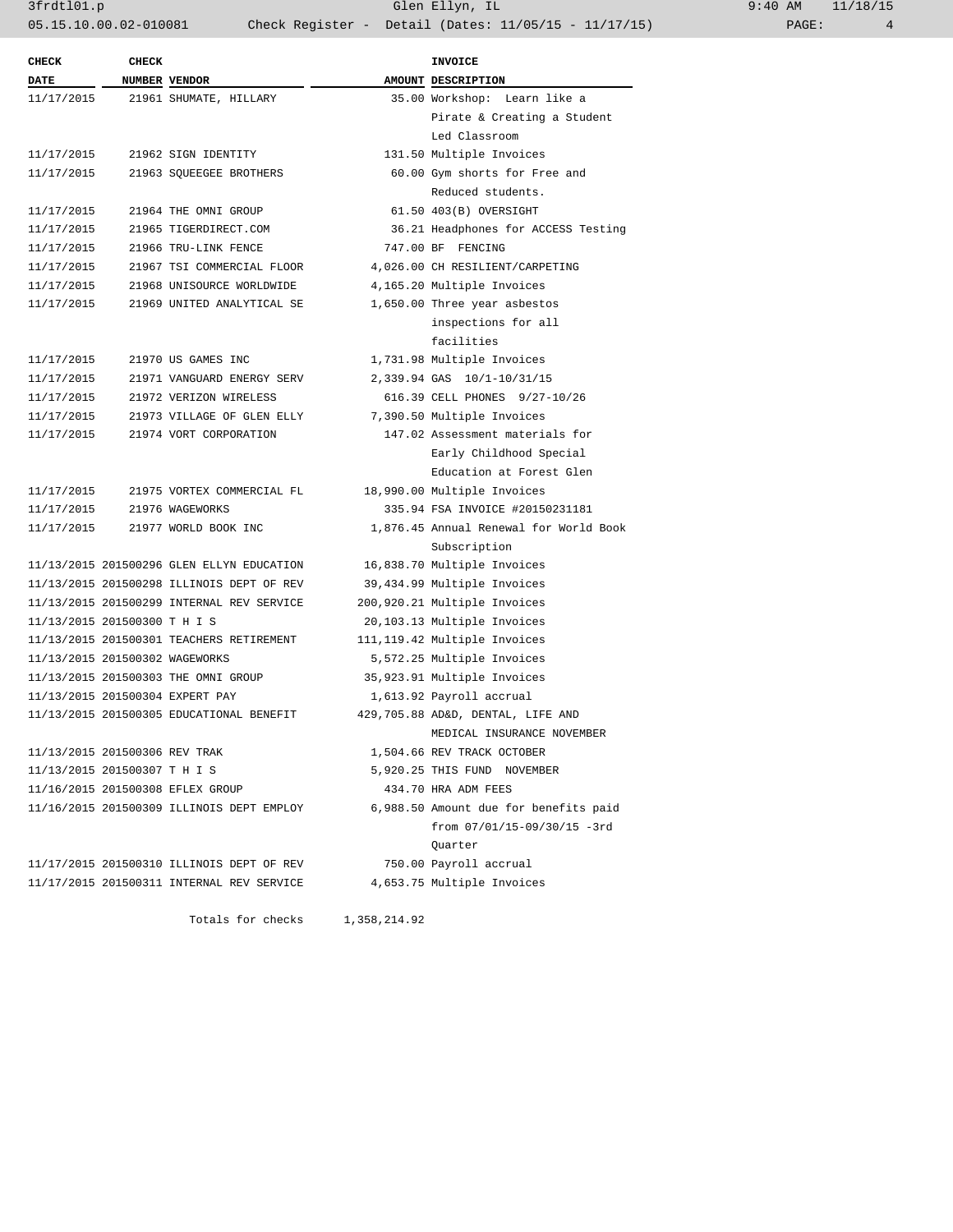| CHECK DATE | CHECK NUMBER | VENDOR | AMOUNT | INVOICE DESCRIPTION |
|---|---|---|---|---|
| 11/17/2015 | 21961 | SHUMATE, HILLARY | 35.00 | Workshop: Learn like a Pirate & Creating a Student Led Classroom |
| 11/17/2015 | 21962 | SIGN IDENTITY | 131.50 | Multiple Invoices |
| 11/17/2015 | 21963 | SQUEEGEE BROTHERS | 60.00 | Gym shorts for Free and Reduced students. |
| 11/17/2015 | 21964 | THE OMNI GROUP | 61.50 | 403(B) OVERSIGHT |
| 11/17/2015 | 21965 | TIGERDIRECT.COM | 36.21 | Headphones for ACCESS Testing |
| 11/17/2015 | 21966 | TRU-LINK FENCE | 747.00 | BF FENCING |
| 11/17/2015 | 21967 | TSI COMMERCIAL FLOOR | 4,026.00 | CH RESILIENT/CARPETING |
| 11/17/2015 | 21968 | UNISOURCE WORLDWIDE | 4,165.20 | Multiple Invoices |
| 11/17/2015 | 21969 | UNITED ANALYTICAL SE | 1,650.00 | Three year asbestos inspections for all facilities |
| 11/17/2015 | 21970 | US GAMES INC | 1,731.98 | Multiple Invoices |
| 11/17/2015 | 21971 | VANGUARD ENERGY SERV | 2,339.94 | GAS 10/1-10/31/15 |
| 11/17/2015 | 21972 | VERIZON WIRELESS | 616.39 | CELL PHONES 9/27-10/26 |
| 11/17/2015 | 21973 | VILLAGE OF GLEN ELLY | 7,390.50 | Multiple Invoices |
| 11/17/2015 | 21974 | VORT CORPORATION | 147.02 | Assessment materials for Early Childhood Special Education at Forest Glen |
| 11/17/2015 | 21975 | VORTEX COMMERCIAL FL | 18,990.00 | Multiple Invoices |
| 11/17/2015 | 21976 | WAGEWORKS | 335.94 | FSA INVOICE #20150231181 |
| 11/17/2015 | 21977 | WORLD BOOK INC | 1,876.45 | Annual Renewal for World Book Subscription |
| 11/13/2015 | 201500296 | GLEN ELLYN EDUCATION | 16,838.70 | Multiple Invoices |
| 11/13/2015 | 201500298 | ILLINOIS DEPT OF REV | 39,434.99 | Multiple Invoices |
| 11/13/2015 | 201500299 | INTERNAL REV SERVICE | 200,920.21 | Multiple Invoices |
| 11/13/2015 | 201500300 | T H I S | 20,103.13 | Multiple Invoices |
| 11/13/2015 | 201500301 | TEACHERS RETIREMENT | 111,119.42 | Multiple Invoices |
| 11/13/2015 | 201500302 | WAGEWORKS | 5,572.25 | Multiple Invoices |
| 11/13/2015 | 201500303 | THE OMNI GROUP | 35,923.91 | Multiple Invoices |
| 11/13/2015 | 201500304 | EXPERT PAY | 1,613.92 | Payroll accrual |
| 11/13/2015 | 201500305 | EDUCATIONAL BENEFIT | 429,705.88 | AD&D, DENTAL, LIFE AND MEDICAL INSURANCE NOVEMBER |
| 11/13/2015 | 201500306 | REV TRAK | 1,504.66 | REV TRACK OCTOBER |
| 11/13/2015 | 201500307 | T H I S | 5,920.25 | THIS FUND NOVEMBER |
| 11/16/2015 | 201500308 | EFLEX GROUP | 434.70 | HRA ADM FEES |
| 11/16/2015 | 201500309 | ILLINOIS DEPT EMPLOY | 6,988.50 | Amount due for benefits paid from 07/01/15-09/30/15 -3rd Quarter |
| 11/17/2015 | 201500310 | ILLINOIS DEPT OF REV | 750.00 | Payroll accrual |
| 11/17/2015 | 201500311 | INTERNAL REV SERVICE | 4,653.75 | Multiple Invoices |
| | | Totals for checks | 1,358,214.92 | |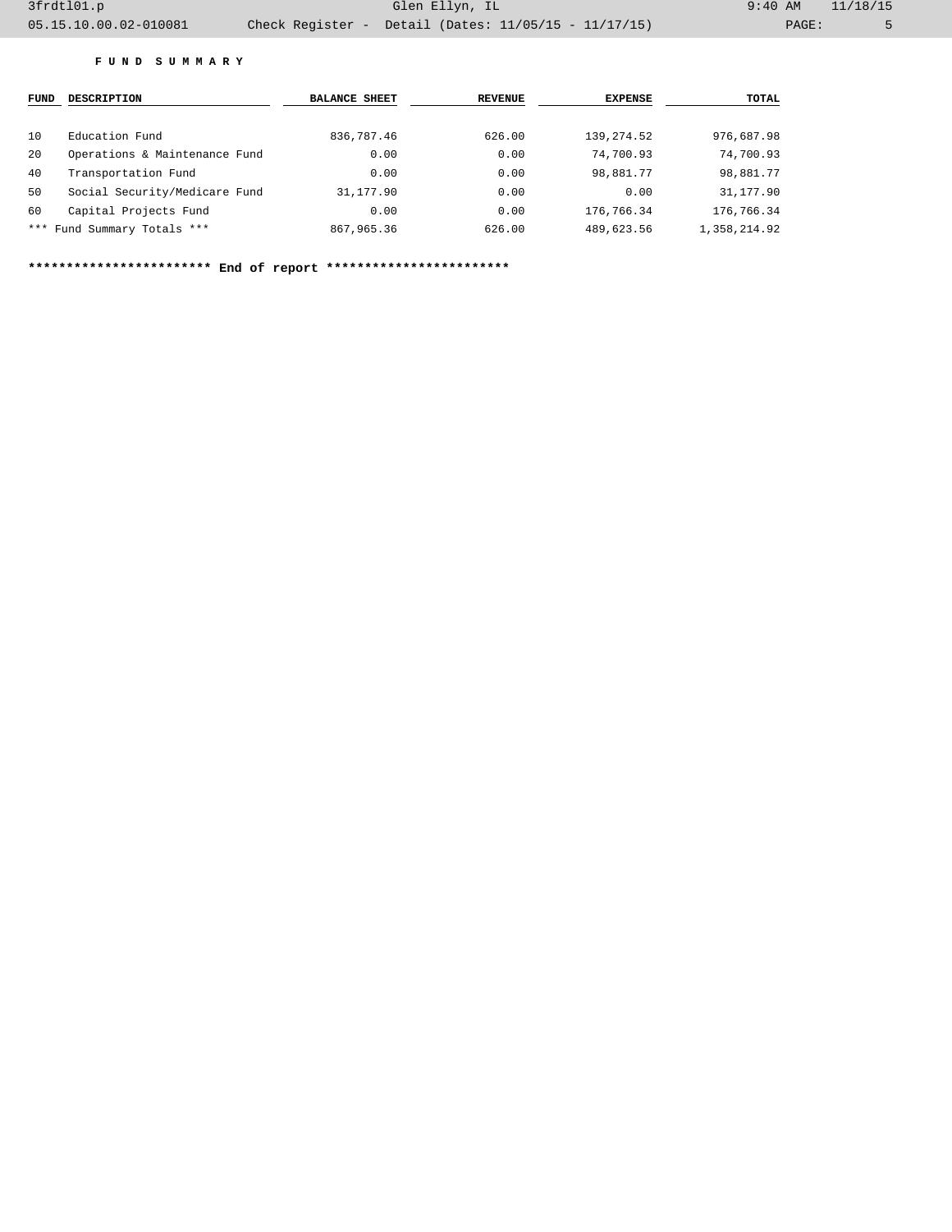**FUND SUMMARY**

| FUND | DESCRIPTION | BALANCE SHEET | REVENUE | EXPENSE | TOTAL |
|---|---|---|---|---|---|
| 10 | Education Fund | 836,787.46 | 626.00 | 139,274.52 | 976,687.98 |
| 20 | Operations & Maintenance Fund | 0.00 | 0.00 | 74,700.93 | 74,700.93 |
| 40 | Transportation Fund | 0.00 | 0.00 | 98,881.77 | 98,881.77 |
| 50 | Social Security/Medicare Fund | 31,177.90 | 0.00 | 0.00 | 31,177.90 |
| 60 | Capital Projects Fund | 0.00 | 0.00 | 176,766.34 | 176,766.34 |
| *** Fund Summary Totals *** | | 867,965.36 | 626.00 | 489,623.56 | 1,358,214.92 |

************************ **End of report** ************************